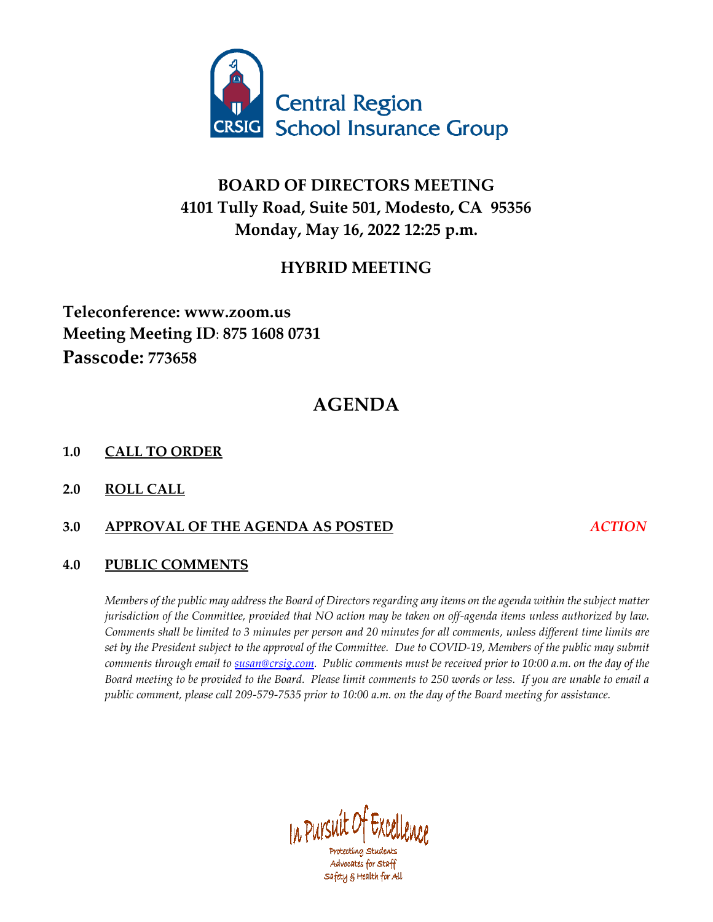Central Region School Insurance Group

# BOARD OF DIRECTORS MEETING
## 4101 Tully Road, Suite 501, Modesto, CA 95356
## Monday, May 16, 2022 12:25 p.m.

## HYBRID MEETING

**Teleconference: www.zoom.us**
**Meeting Meeting ID: 875 1608 0731**
**Passcode: 773658**

# AGENDA

**1.0 CALL TO ORDER**

**2.0 ROLL CALL**

**3.0 APPROVAL OF THE AGENDA AS POSTED** *ACTION*

**4.0 PUBLIC COMMENTS**

*Members of the public may address the Board of Directors regarding any items on the agenda within the subject matter jurisdiction of the Committee, provided that NO action may be taken on off-agenda items unless authorized by law. Comments shall be limited to 3 minutes per person and 20 minutes for all comments, unless different time limits are set by the President subject to the approval of the Committee. Due to COVID-19, Members of the public may submit comments through email to susan@crsig.com. Public comments must be received prior to 10:00 a.m. on the day of the Board meeting to be provided to the Board. Please limit comments to 250 words or less. If you are unable to email a public comment, please call 209-579-7535 prior to 10:00 a.m. on the day of the Board meeting for assistance.*

In Pursuit Of Excellence
Protecting Students
Advocates for Staff
Safety & Health for All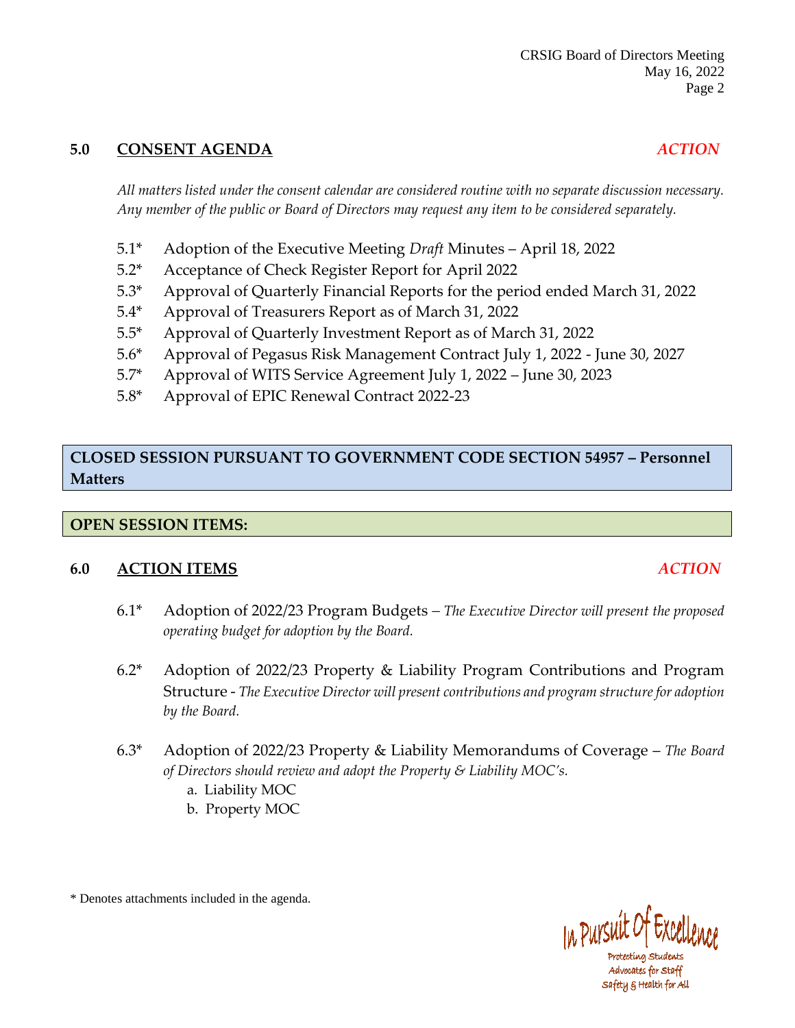## 5.0 CONSENT AGENDA *ACTION*

*All matters listed under the consent calendar are considered routine with no separate discussion necessary. Any member of the public or Board of Directors may request any item to be considered separately.*

5.1* Adoption of the Executive Meeting *Draft* Minutes – April 18, 2022
5.2* Acceptance of Check Register Report for April 2022
5.3* Approval of Quarterly Financial Reports for the period ended March 31, 2022
5.4* Approval of Treasurers Report as of March 31, 2022
5.5* Approval of Quarterly Investment Report as of March 31, 2022
5.6* Approval of Pegasus Risk Management Contract July 1, 2022 - June 30, 2027
5.7* Approval of WITS Service Agreement July 1, 2022 – June 30, 2023
5.8* Approval of EPIC Renewal Contract 2022-23

**CLOSED SESSION PURSUANT TO GOVERNMENT CODE SECTION 54957 – Personnel Matters**

**OPEN SESSION ITEMS:**

## 6.0 ACTION ITEMS *ACTION*

6.1* Adoption of 2022/23 Program Budgets – *The Executive Director will present the proposed operating budget for adoption by the Board.*

6.2* Adoption of 2022/23 Property & Liability Program Contributions and Program Structure - *The Executive Director will present contributions and program structure for adoption by the Board.*

6.3* Adoption of 2022/23 Property & Liability Memorandums of Coverage – *The Board of Directors should review and adopt the Property & Liability MOC's.*
   a. Liability MOC
   b. Property MOC

\* Denotes attachments included in the agenda.

In Pursuit Of Excellence
Protecting Students
Advocates for Staff
Safety & Health for All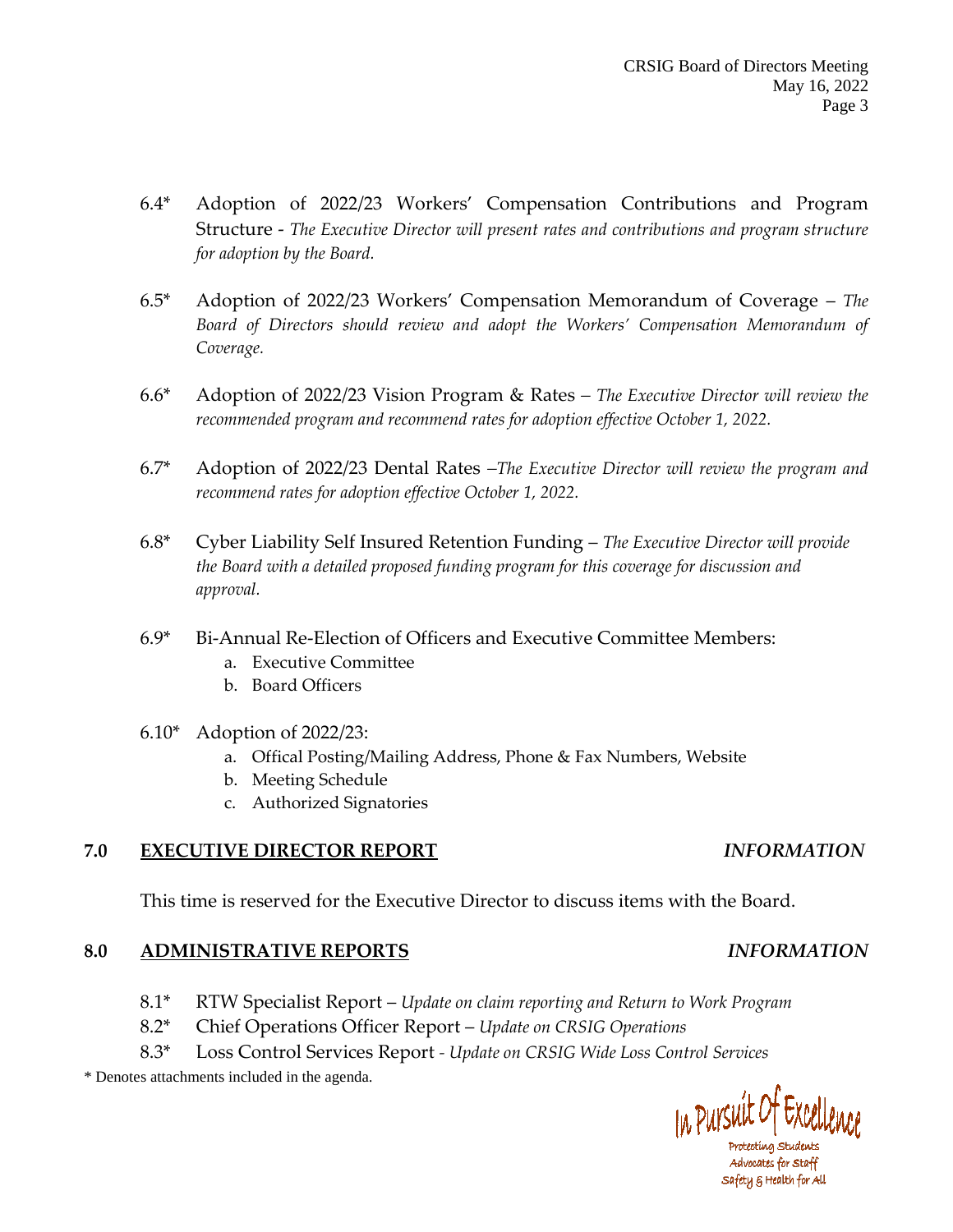6.4* Adoption of 2022/23 Workers' Compensation Contributions and Program Structure - *The Executive Director will present rates and contributions and program structure for adoption by the Board.*

6.5* Adoption of 2022/23 Workers' Compensation Memorandum of Coverage – *The Board of Directors should review and adopt the Workers' Compensation Memorandum of Coverage.*

6.6* Adoption of 2022/23 Vision Program & Rates – *The Executive Director will review the recommended program and recommend rates for adoption effective October 1, 2022.*

6.7* Adoption of 2022/23 Dental Rates –*The Executive Director will review the program and recommend rates for adoption effective October 1, 2022.*

6.8* Cyber Liability Self Insured Retention Funding – *The Executive Director will provide the Board with a detailed proposed funding program for this coverage for discussion and approval.*

6.9* Bi-Annual Re-Election of Officers and Executive Committee Members:

a. Executive Committee
b. Board Officers

6.10* Adoption of 2022/23:

a. Offical Posting/Mailing Address, Phone & Fax Numbers, Website
b. Meeting Schedule
c. Authorized Signatories

## 7.0 EXECUTIVE DIRECTOR REPORT *INFORMATION*

This time is reserved for the Executive Director to discuss items with the Board.

## 8.0 ADMINISTRATIVE REPORTS *INFORMATION*

8.1* RTW Specialist Report – *Update on claim reporting and Return to Work Program*
8.2* Chief Operations Officer Report – *Update on CRSIG Operations*
8.3* Loss Control Services Report - *Update on CRSIG Wide Loss Control Services*

* Denotes attachments included in the agenda.

In Pursuit Of Excellence
Protecting Students
Advocates for Staff
Safety & Health for All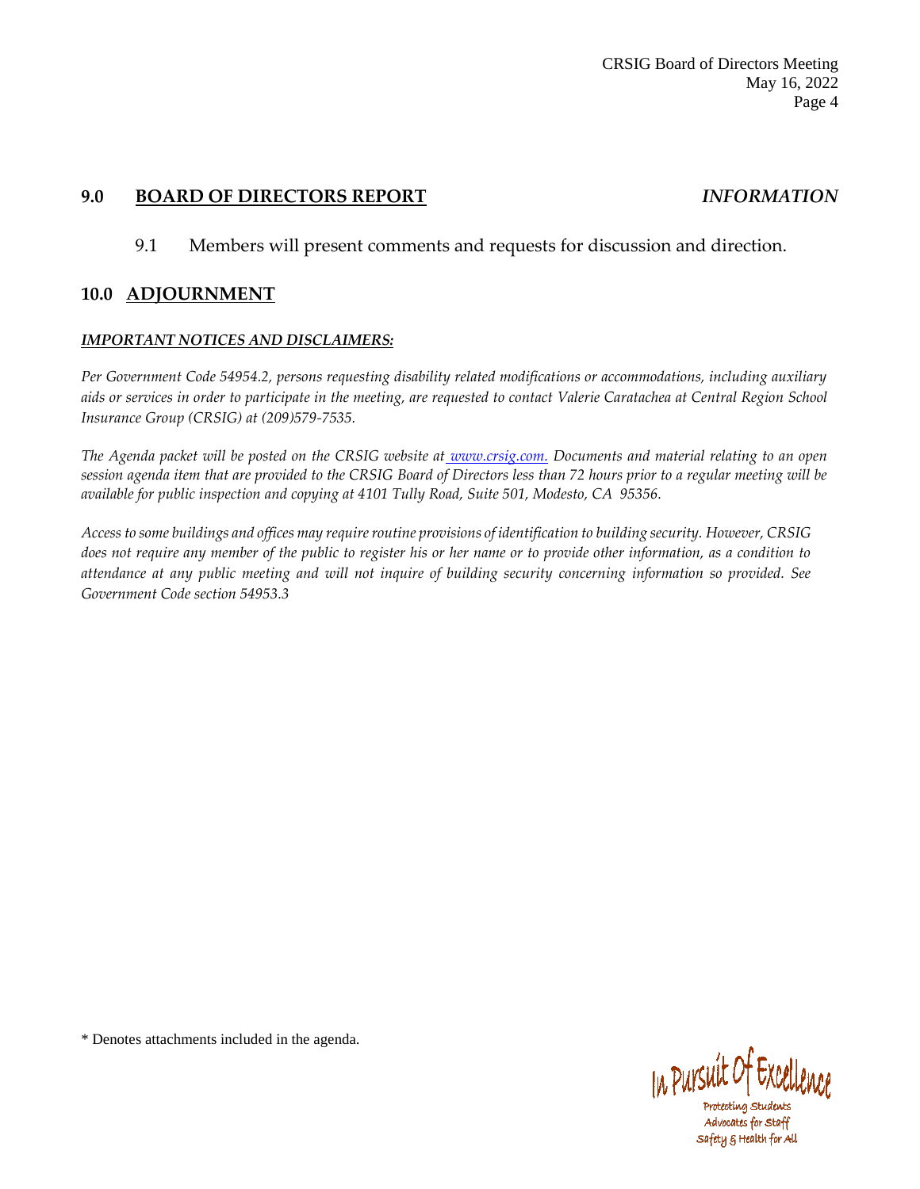## 9.0 BOARD OF DIRECTORS REPORT *INFORMATION*

9.1 Members will present comments and requests for discussion and direction.

## 10.0 ADJOURNMENT

***IMPORTANT NOTICES AND DISCLAIMERS:***

*Per Government Code 54954.2, persons requesting disability related modifications or accommodations, including auxiliary aids or services in order to participate in the meeting, are requested to contact Valerie Caratachea at Central Region School Insurance Group (CRSIG) at (209)579-7535.*

*The Agenda packet will be posted on the CRSIG website at www.crsig.com. Documents and material relating to an open session agenda item that are provided to the CRSIG Board of Directors less than 72 hours prior to a regular meeting will be available for public inspection and copying at 4101 Tully Road, Suite 501, Modesto, CA 95356.*

*Access to some buildings and offices may require routine provisions of identification to building security. However, CRSIG does not require any member of the public to register his or her name or to provide other information, as a condition to attendance at any public meeting and will not inquire of building security concerning information so provided. See Government Code section 54953.3*

* Denotes attachments included in the agenda.

In Pursuit Of Excellence
Protecting Students
Advocates for Staff
Safety & Health for All